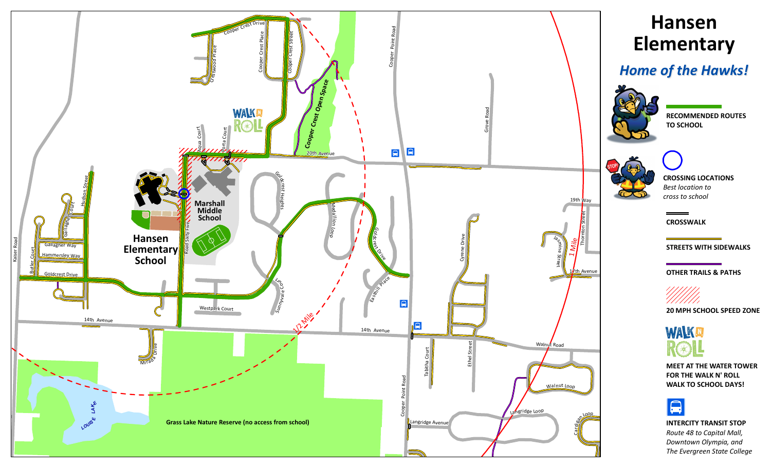# Hansen Elementary

## *Home of the Hawks!*

**RECOMMENDED ROUTES TO SCHOOL**

**CROSSING LOCATIONS**
*Best location to cross to school*

**CROSSWALK**

**STREETS WITH SIDEWALKS**

**OTHER TRAILS & PATHS**

**20 MPH SCHOOL SPEED ZONE**

**MEET AT THE WATER TOWER FOR THE WALK N' ROLL WALK TO SCHOOL DAYS!**

**INTERCITY TRANSIT STOP**
*Route 48 to Capital Mall, Downtown Olympia, and The Evergreen State College*

**Hansen Elementary School**

**Marshall Middle School**

**Grass Lake Nature Reserve (no access from school)**

Cooper Crest Open Space

1/2 Mile

1 Mile

Cooper Crest Drive, Crestwood Place, Cooper Crest Place, Cooper Crest Street, Aqua Court, Porta Court, 20th Avenue, Cooper Point Road, Grove Road, Goldcrest Heights, Medallion Loop, Goldcrest Drive, Eastbill Place, Sunnyvale Court, Westpark Court, Road Sixty Five, Hudson Street, Gallagher Court, Gallagher Way, Hammersley Way, Butler Court, Kaiser Road, Goldcrest Drive, 14th Avenue, Mirada Drive, Louise Lake, Cyrene Drive, 19th Way, Thornton Street, Jasmine Street, 17th Avenue, Walnut Road, Walnut Loop, Tabitha Court, Ethel Street, Langridge Loop, Langridge Avenue, Cardigan Loop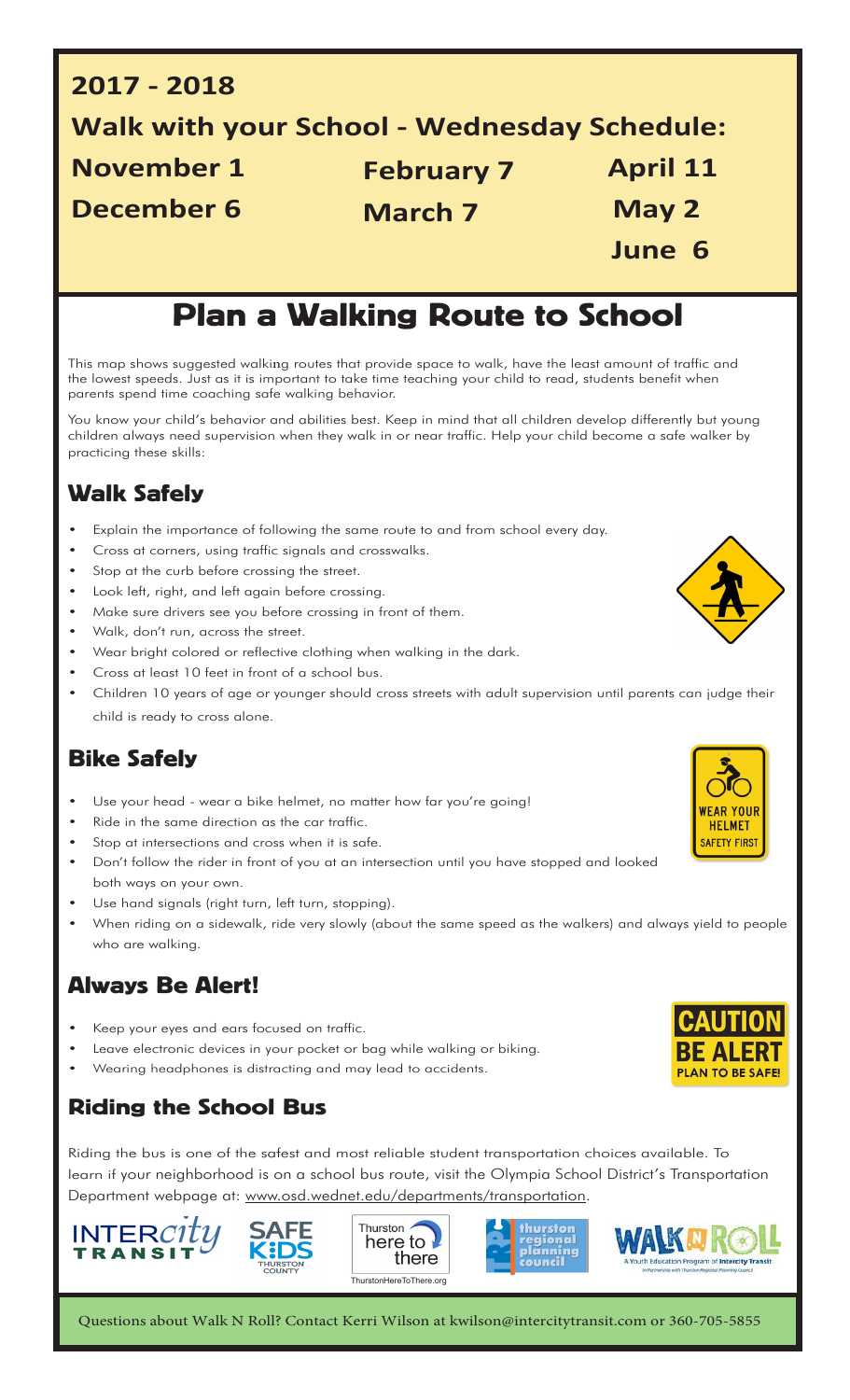## 2017 - 2018

## Walk with your School - Wednesday Schedule:

| | | |
|---|---|---|
| **November 1** | **February 7** | **April 11** |
| **December 6** | **March 7** | **May 2** |
| | | **June 6** |

# Plan a Walking Route to School

This map shows suggested walking routes that provide space to walk, have the least amount of traffic and the lowest speeds. Just as it is important to take time teaching your child to read, students benefit when parents spend time coaching safe walking behavior.

You know your child's behavior and abilities best. Keep in mind that all children develop differently but young children always need supervision when they walk in or near traffic. Help your child become a safe walker by practicing these skills:

## Walk Safely

- Explain the importance of following the same route to and from school every day.
- Cross at corners, using traffic signals and crosswalks.
- Stop at the curb before crossing the street.
- Look left, right, and left again before crossing.
- Make sure drivers see you before crossing in front of them.
- Walk, don't run, across the street.
- Wear bright colored or reflective clothing when walking in the dark.
- Cross at least 10 feet in front of a school bus.
- Children 10 years of age or younger should cross streets with adult supervision until parents can judge their child is ready to cross alone.

## Bike Safely

WEAR YOUR HELMET SAFETY FIRST

- Use your head - wear a bike helmet, no matter how far you're going!
- Ride in the same direction as the car traffic.
- Stop at intersections and cross when it is safe.
- Don't follow the rider in front of you at an intersection until you have stopped and looked both ways on your own.
- Use hand signals (right turn, left turn, stopping).
- When riding on a sidewalk, ride very slowly (about the same speed as the walkers) and always yield to people who are walking.

## Always Be Alert!

CAUTION BE ALERT PLAN TO BE SAFE!

- Keep your eyes and ears focused on traffic.
- Leave electronic devices in your pocket or bag while walking or biking.
- Wearing headphones is distracting and may lead to accidents.

## Riding the School Bus

Riding the bus is one of the safest and most reliable student transportation choices available. To learn if your neighborhood is on a school bus route, visit the Olympia School District's Transportation Department webpage at: www.osd.wednet.edu/departments/transportation.

INTERcity TRANSIT | SAFE KIDS THURSTON COUNTY | Thurston here to there ThurstonHereToThere.org | thurston regional planning council | WALK N ROLL A Youth Education Program of Intercity Transit

Questions about Walk N Roll? Contact Kerri Wilson at kwilson@intercitytransit.com or 360-705-5855